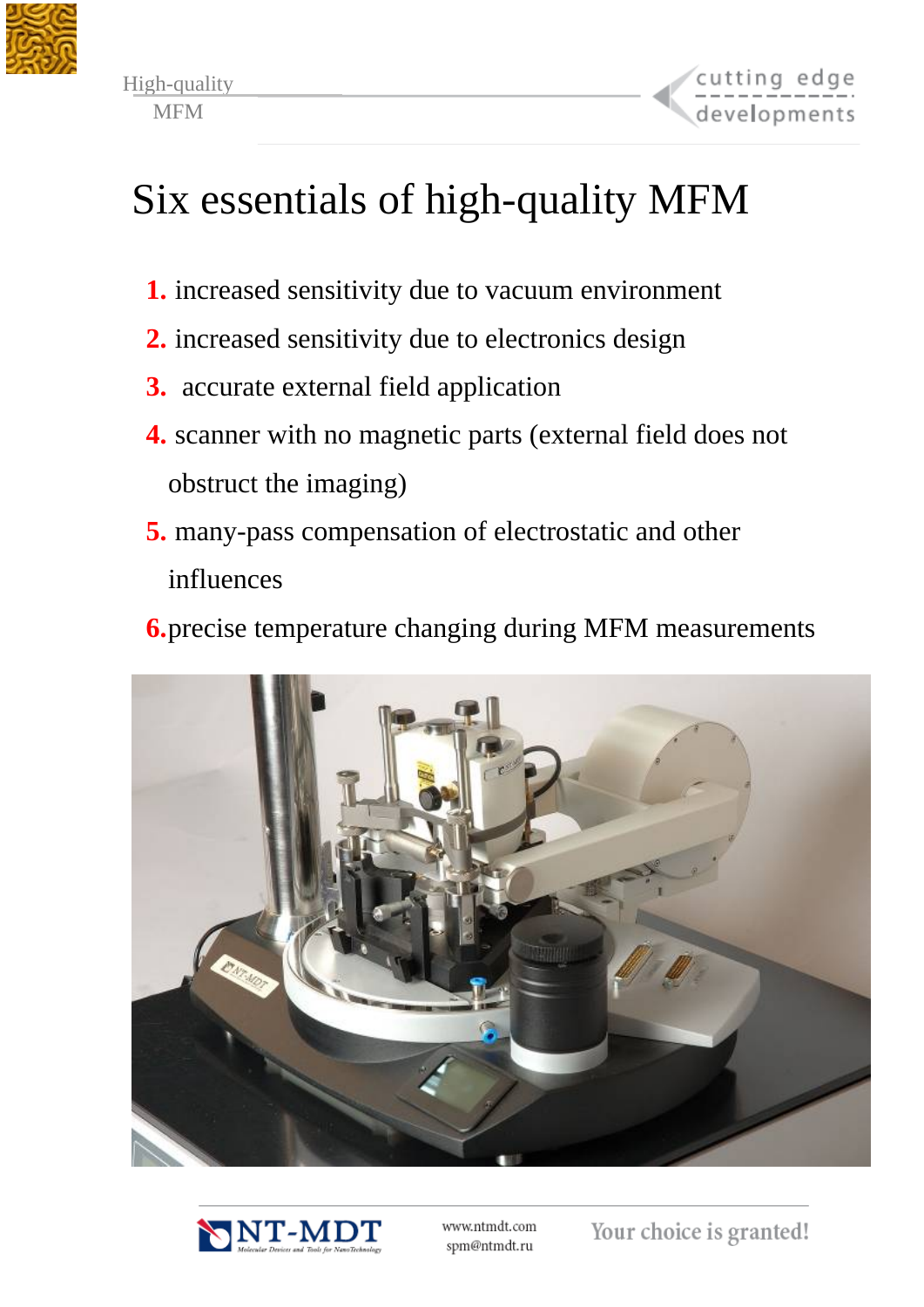High-quality MFM

cutting edge developments

# Six essentials of high-quality MFM

1. increased sensitivity due to vacuum environment
2. increased sensitivity due to electronics design
3. accurate external field application
4. scanner with no magnetic parts (external field does not obstruct the imaging)
5. many-pass compensation of electrostatic and other influences
6. precise temperature changing during MFM measurements

NT-MDT Molecular Devices and Tools for NanoTechnology

www.ntmdt.com
spm@ntmdt.ru

Your choice is granted!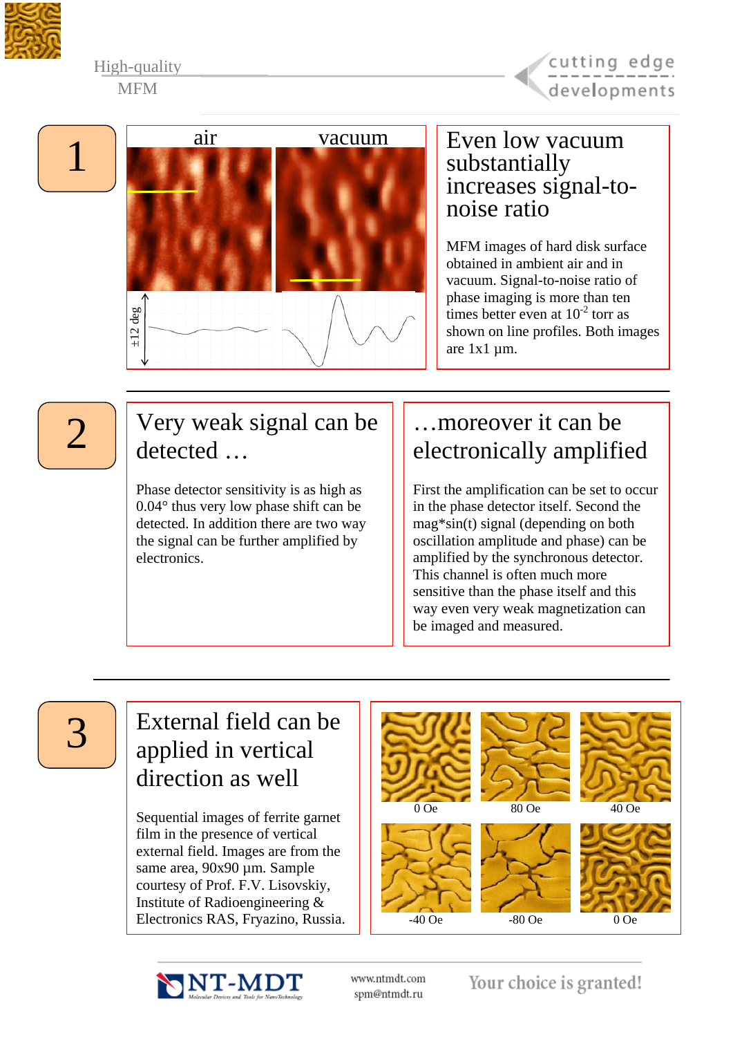## 1

air | vacuum

±12 deg

### Even low vacuum substantially increases signal-to-noise ratio

MFM images of hard disk surface obtained in ambient air and in vacuum. Signal-to-noise ratio of phase imaging is more than ten times better even at $10^{-2}$ torr as shown on line profiles. Both images are 1x1 µm.

## 2

### Very weak signal can be detected …

Phase detector sensitivity is as high as 0.04° thus very low phase shift can be detected. In addition there are two way the signal can be further amplified by electronics.

### …moreover it can be electronically amplified

First the amplification can be set to occur in the phase detector itself. Second the mag*sin(t) signal (depending on both oscillation amplitude and phase) can be amplified by the synchronous detector. This channel is often much more sensitive than the phase itself and this way even very weak magnetization can be imaged and measured.

## 3

### External field can be applied in vertical direction as well

Sequential images of ferrite garnet film in the presence of vertical external field. Images are from the same area, 90x90 µm. Sample courtesy of Prof. F.V. Lisovskiy, Institute of Radioengineering & Electronics RAS, Fryazino, Russia.

0 Oe | 80 Oe | 40 Oe

-40 Oe | -80 Oe | 0 Oe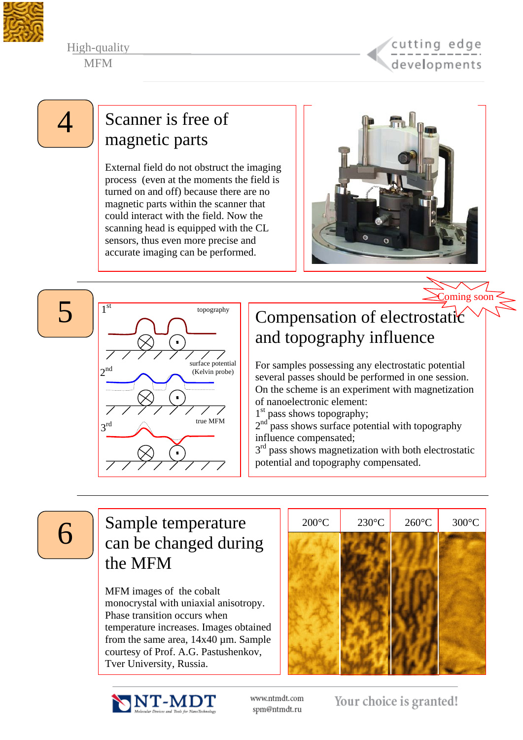## 4

### Scanner is free of magnetic parts

External field do not obstruct the imaging process (even at the moments the field is turned on and off) because there are no magnetic parts within the scanner that could interact with the field. Now the scanning head is equipped with the CL sensors, thus even more precise and accurate imaging can be performed.

## 5

Coming soon

### Compensation of electrostatic and topography influence

For samples possessing any electrostatic potential several passes should be performed in one session. On the scheme is an experiment with magnetization of nanoelectronic element:
1st pass shows topography;
2nd pass shows surface potential with topography influence compensated;
3rd pass shows magnetization with both electrostatic potential and topography compensated.

1st topography
2nd surface potential (Kelvin probe)
3rd true MFM

## 6

### Sample temperature can be changed during the MFM

MFM images of the cobalt monocrystal with uniaxial anisotropy. Phase transition occurs when temperature increases. Images obtained from the same area, 14x40 µm. Sample courtesy of Prof. A.G. Pastushenkov, Tver University, Russia.

200°C | 230°C | 260°C | 300°C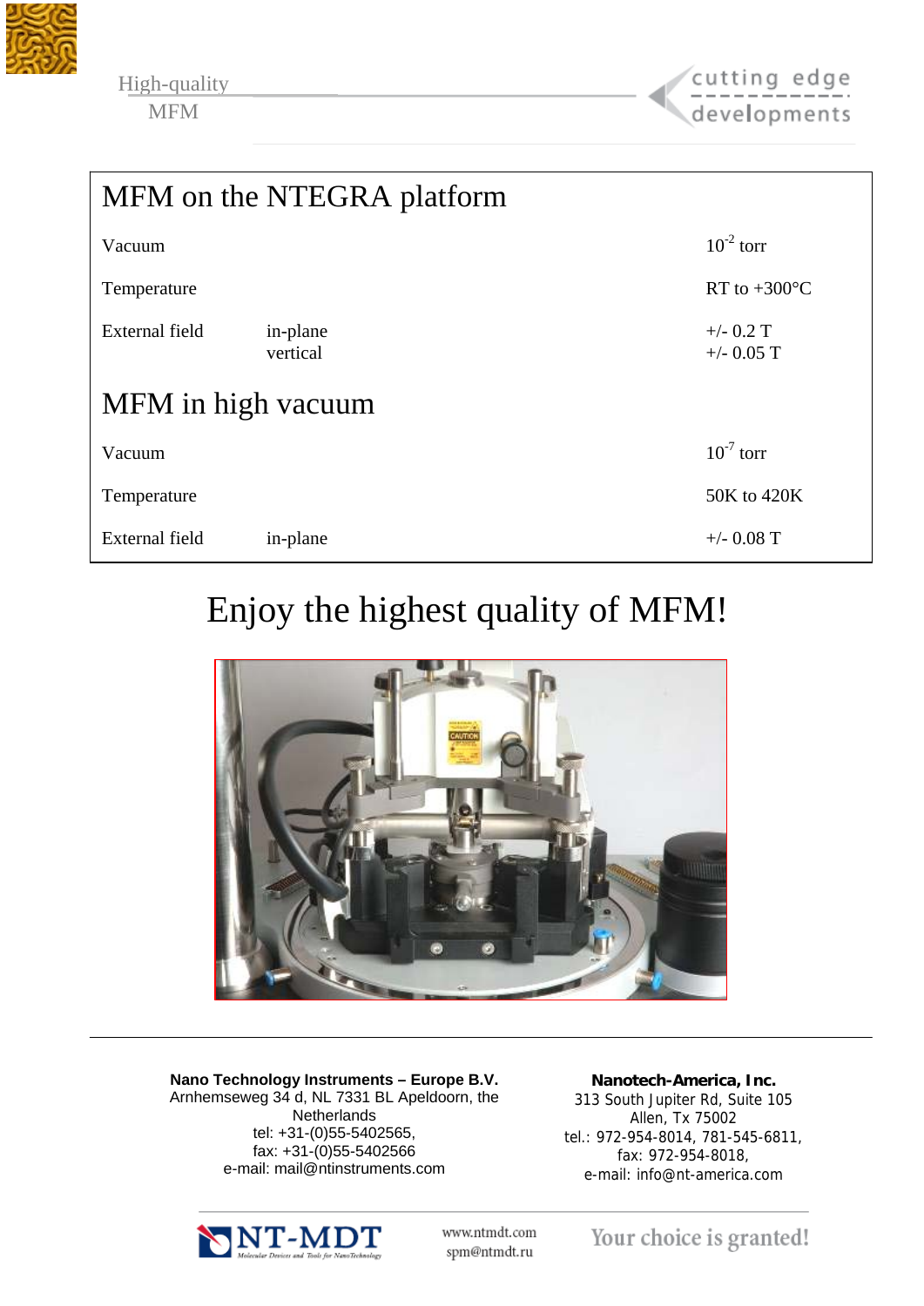## MFM on the NTEGRA platform

| | | |
|---|---|---|
| Vacuum | | $10^{-2}$ torr |
| Temperature | | RT to +300°C |
| External field | in-plane<br>vertical | +/- 0.2 T<br>+/- 0.05 T |

## MFM in high vacuum

| | | |
|---|---|---|
| Vacuum | | $10^{-7}$ torr |
| Temperature | | 50K to 420K |
| External field | in-plane | +/- 0.08 T |

# Enjoy the highest quality of MFM!

**Nano Technology Instruments – Europe B.V.**
Arnhemseweg 34 d, NL 7331 BL Apeldoorn, the Netherlands
tel: +31-(0)55-5402565,
fax: +31-(0)55-5402566
e-mail: mail@ntinstruments.com

**Nanotech-America, Inc.**
313 South Jupiter Rd, Suite 105
Allen, Tx 75002
tel.: 972-954-8014, 781-545-6811,
fax: 972-954-8018,
e-mail: info@nt-america.com

NT-MDT
Molecular Devices and Tools for NanoTechnology

www.ntmdt.com
spm@ntmdt.ru

Your choice is granted!